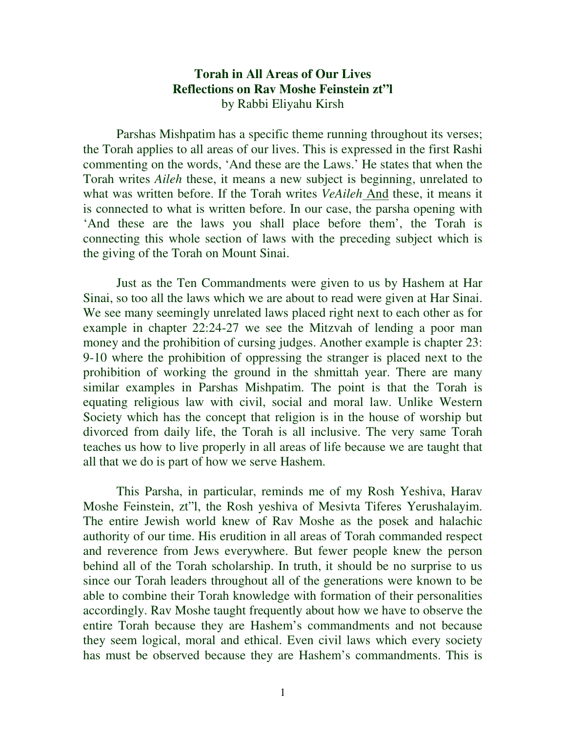**Torah in All Areas of Our Lives**
**Reflections on Rav Moshe Feinstein zt"l**
by Rabbi Eliyahu Kirsh

Parshas Mishpatim has a specific theme running throughout its verses; the Torah applies to all areas of our lives. This is expressed in the first Rashi commenting on the words, 'And these are the Laws.' He states that when the Torah writes *Aileh* these, it means a new subject is beginning, unrelated to what was written before. If the Torah writes *VeAileh* And these, it means it is connected to what is written before. In our case, the parsha opening with 'And these are the laws you shall place before them', the Torah is connecting this whole section of laws with the preceding subject which is the giving of the Torah on Mount Sinai.

Just as the Ten Commandments were given to us by Hashem at Har Sinai, so too all the laws which we are about to read were given at Har Sinai. We see many seemingly unrelated laws placed right next to each other as for example in chapter 22:24-27 we see the Mitzvah of lending a poor man money and the prohibition of cursing judges. Another example is chapter 23: 9-10 where the prohibition of oppressing the stranger is placed next to the prohibition of working the ground in the shmittah year. There are many similar examples in Parshas Mishpatim. The point is that the Torah is equating religious law with civil, social and moral law. Unlike Western Society which has the concept that religion is in the house of worship but divorced from daily life, the Torah is all inclusive. The very same Torah teaches us how to live properly in all areas of life because we are taught that all that we do is part of how we serve Hashem.

This Parsha, in particular, reminds me of my Rosh Yeshiva, Harav Moshe Feinstein, zt"l, the Rosh yeshiva of Mesivta Tiferes Yerushalayim. The entire Jewish world knew of Rav Moshe as the posek and halachic authority of our time. His erudition in all areas of Torah commanded respect and reverence from Jews everywhere. But fewer people knew the person behind all of the Torah scholarship. In truth, it should be no surprise to us since our Torah leaders throughout all of the generations were known to be able to combine their Torah knowledge with formation of their personalities accordingly. Rav Moshe taught frequently about how we have to observe the entire Torah because they are Hashem's commandments and not because they seem logical, moral and ethical. Even civil laws which every society has must be observed because they are Hashem's commandments. This is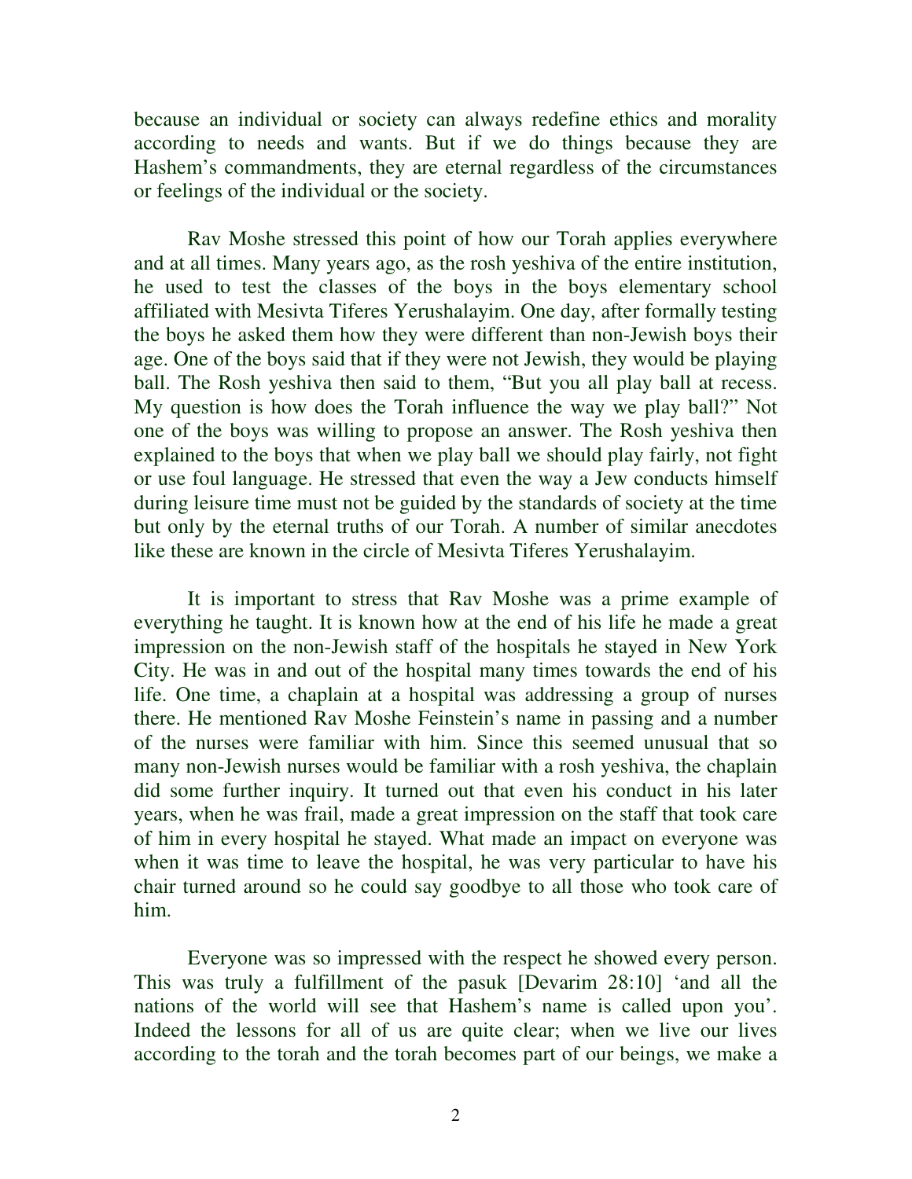because an individual or society can always redefine ethics and morality according to needs and wants. But if we do things because they are Hashem's commandments, they are eternal regardless of the circumstances or feelings of the individual or the society.

Rav Moshe stressed this point of how our Torah applies everywhere and at all times. Many years ago, as the rosh yeshiva of the entire institution, he used to test the classes of the boys in the boys elementary school affiliated with Mesivta Tiferes Yerushalayim. One day, after formally testing the boys he asked them how they were different than non-Jewish boys their age. One of the boys said that if they were not Jewish, they would be playing ball. The Rosh yeshiva then said to them, "But you all play ball at recess. My question is how does the Torah influence the way we play ball?" Not one of the boys was willing to propose an answer. The Rosh yeshiva then explained to the boys that when we play ball we should play fairly, not fight or use foul language. He stressed that even the way a Jew conducts himself during leisure time must not be guided by the standards of society at the time but only by the eternal truths of our Torah. A number of similar anecdotes like these are known in the circle of Mesivta Tiferes Yerushalayim.

It is important to stress that Rav Moshe was a prime example of everything he taught. It is known how at the end of his life he made a great impression on the non-Jewish staff of the hospitals he stayed in New York City. He was in and out of the hospital many times towards the end of his life. One time, a chaplain at a hospital was addressing a group of nurses there. He mentioned Rav Moshe Feinstein's name in passing and a number of the nurses were familiar with him. Since this seemed unusual that so many non-Jewish nurses would be familiar with a rosh yeshiva, the chaplain did some further inquiry. It turned out that even his conduct in his later years, when he was frail, made a great impression on the staff that took care of him in every hospital he stayed. What made an impact on everyone was when it was time to leave the hospital, he was very particular to have his chair turned around so he could say goodbye to all those who took care of him.

Everyone was so impressed with the respect he showed every person. This was truly a fulfillment of the pasuk [Devarim 28:10] 'and all the nations of the world will see that Hashem's name is called upon you'. Indeed the lessons for all of us are quite clear; when we live our lives according to the torah and the torah becomes part of our beings, we make a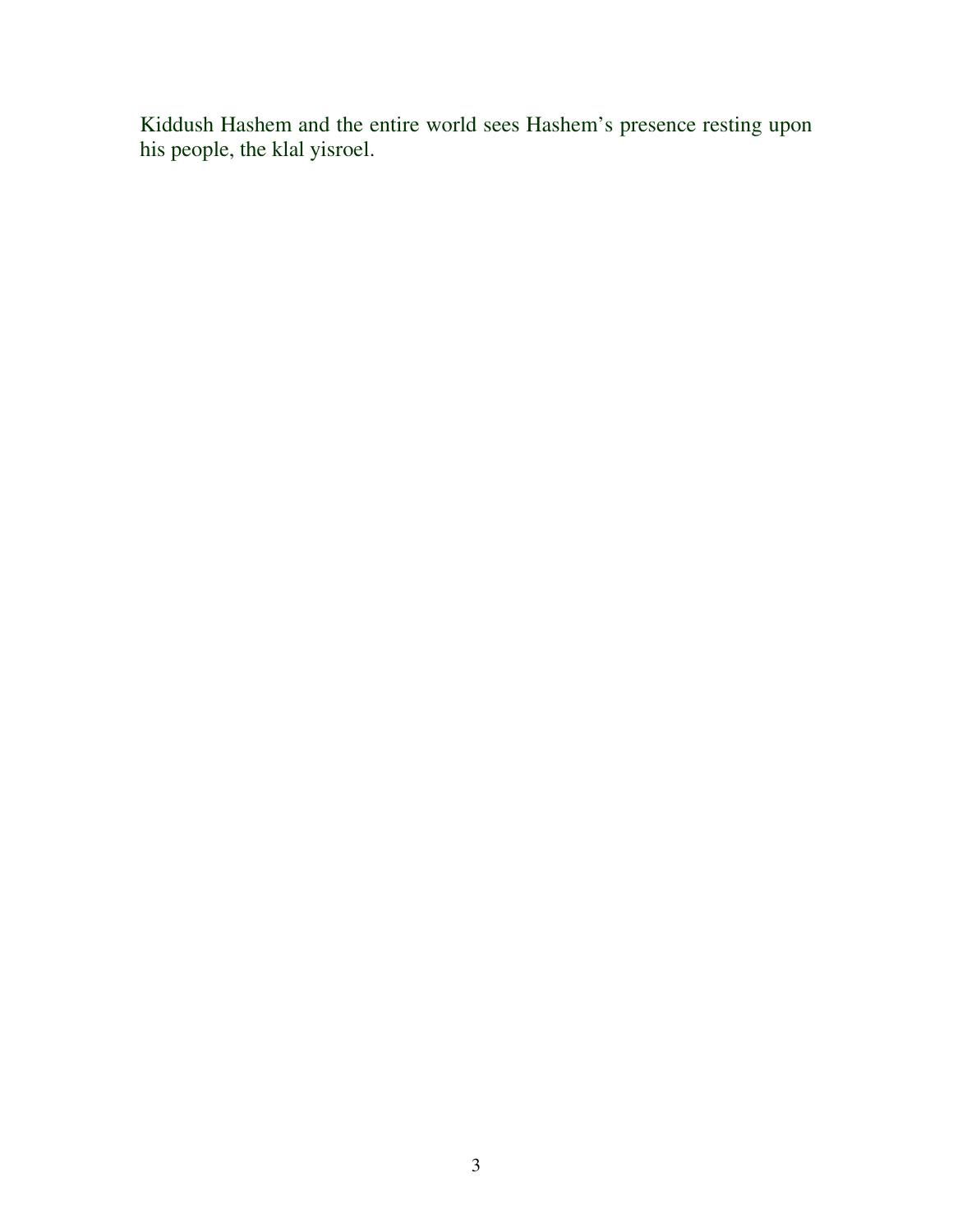Kiddush Hashem and the entire world sees Hashem's presence resting upon his people, the klal yisroel.